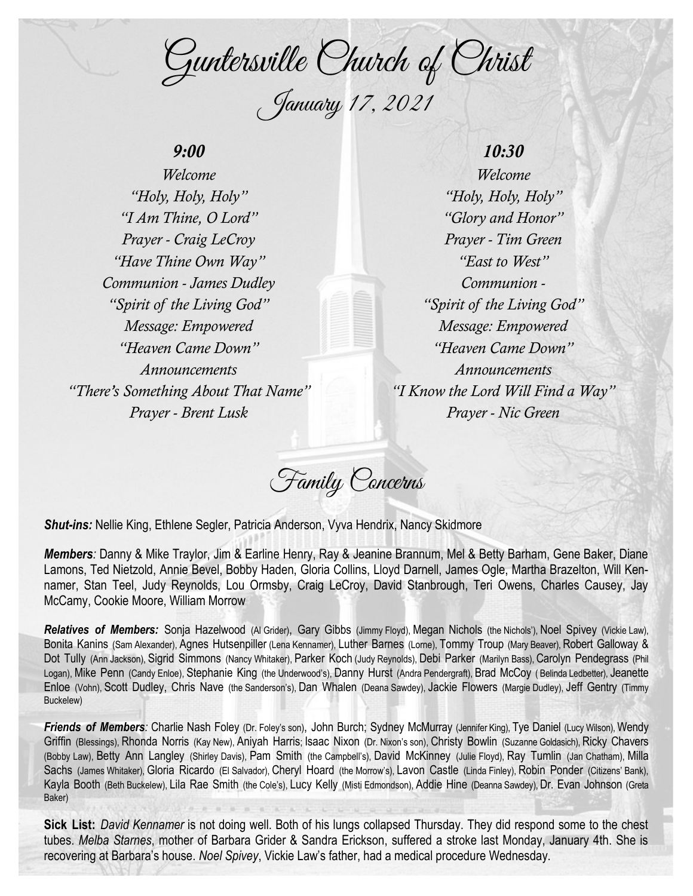# Guntersville Church of Christ

## January 17, 2021

### 9:00

*Welcome*
*"Holy, Holy, Holy"*
*"I Am Thine, O Lord"*
*Prayer - Craig LeCroy*
*"Have Thine Own Way"*
*Communion - James Dudley*
*"Spirit of the Living God"*
*Message: Empowered*
*"Heaven Came Down"*
*Announcements*
*"There's Something About That Name"*
*Prayer - Brent Lusk*

### 10:30

*Welcome*
*"Holy, Holy, Holy"*
*"Glory and Honor"*
*Prayer - Tim Green*
*"East to West"*
*Communion -*
*"Spirit of the Living God"*
*Message: Empowered*
*"Heaven Came Down"*
*Announcements*
*"I Know the Lord Will Find a Way"*
*Prayer - Nic Green*

## Family Concerns

***Shut-ins:*** Nellie King, Ethlene Segler, Patricia Anderson, Vyva Hendrix, Nancy Skidmore

***Members:*** Danny & Mike Traylor, Jim & Earline Henry, Ray & Jeanine Brannum, Mel & Betty Barham, Gene Baker, Diane Lamons, Ted Nietzold, Annie Bevel, Bobby Haden, Gloria Collins, Lloyd Darnell, James Ogle, Martha Brazelton, Will Kennamer, Stan Teel, Judy Reynolds, Lou Ormsby, Craig LeCroy, David Stanbrough, Teri Owens, Charles Causey, Jay McCamy, Cookie Moore, William Morrow

***Relatives of Members:*** Sonja Hazelwood (Al Grider), Gary Gibbs (Jimmy Floyd), Megan Nichols (the Nichols'), Noel Spivey (Vickie Law), Bonita Kanins (Sam Alexander), Agnes Hutsenpiller (Lena Kennamer), Luther Barnes (Lorne), Tommy Troup (Mary Beaver), Robert Galloway & Dot Tully (Ann Jackson), Sigrid Simmons (Nancy Whitaker), Parker Koch (Judy Reynolds), Debi Parker (Marilyn Bass), Carolyn Pendegrass (Phil Logan), Mike Penn (Candy Enloe), Stephanie King (the Underwood's), Danny Hurst (Andra Pendergraft), Brad McCoy ( Belinda Ledbetter), Jeanette Enloe (Vohn), Scott Dudley, Chris Nave (the Sanderson's), Dan Whalen (Deana Sawdey), Jackie Flowers (Margie Dudley), Jeff Gentry (Timmy Buckelew)

***Friends of Members:*** Charlie Nash Foley (Dr. Foley's son), John Burch; Sydney McMurray (Jennifer King), Tye Daniel (Lucy Wilson), Wendy Griffin (Blessings), Rhonda Norris (Kay New), Aniyah Harris; Isaac Nixon (Dr. Nixon's son), Christy Bowlin (Suzanne Goldasich), Ricky Chavers (Bobby Law), Betty Ann Langley (Shirley Davis), Pam Smith (the Campbell's), David McKinney (Julie Floyd), Ray Tumlin (Jan Chatham), Milla Sachs (James Whitaker), Gloria Ricardo (El Salvador), Cheryl Hoard (the Morrow's), Lavon Castle (Linda Finley), Robin Ponder (Citizens' Bank), Kayla Booth (Beth Buckelew), Lila Rae Smith (the Cole's), Lucy Kelly (Misti Edmondson), Addie Hine (Deanna Sawdey), Dr. Evan Johnson (Greta Baker)

**Sick List:** *David Kennamer* is not doing well. Both of his lungs collapsed Thursday. They did respond some to the chest tubes. *Melba Starnes*, mother of Barbara Grider & Sandra Erickson, suffered a stroke last Monday, January 4th. She is recovering at Barbara's house. *Noel Spivey*, Vickie Law's father, had a medical procedure Wednesday.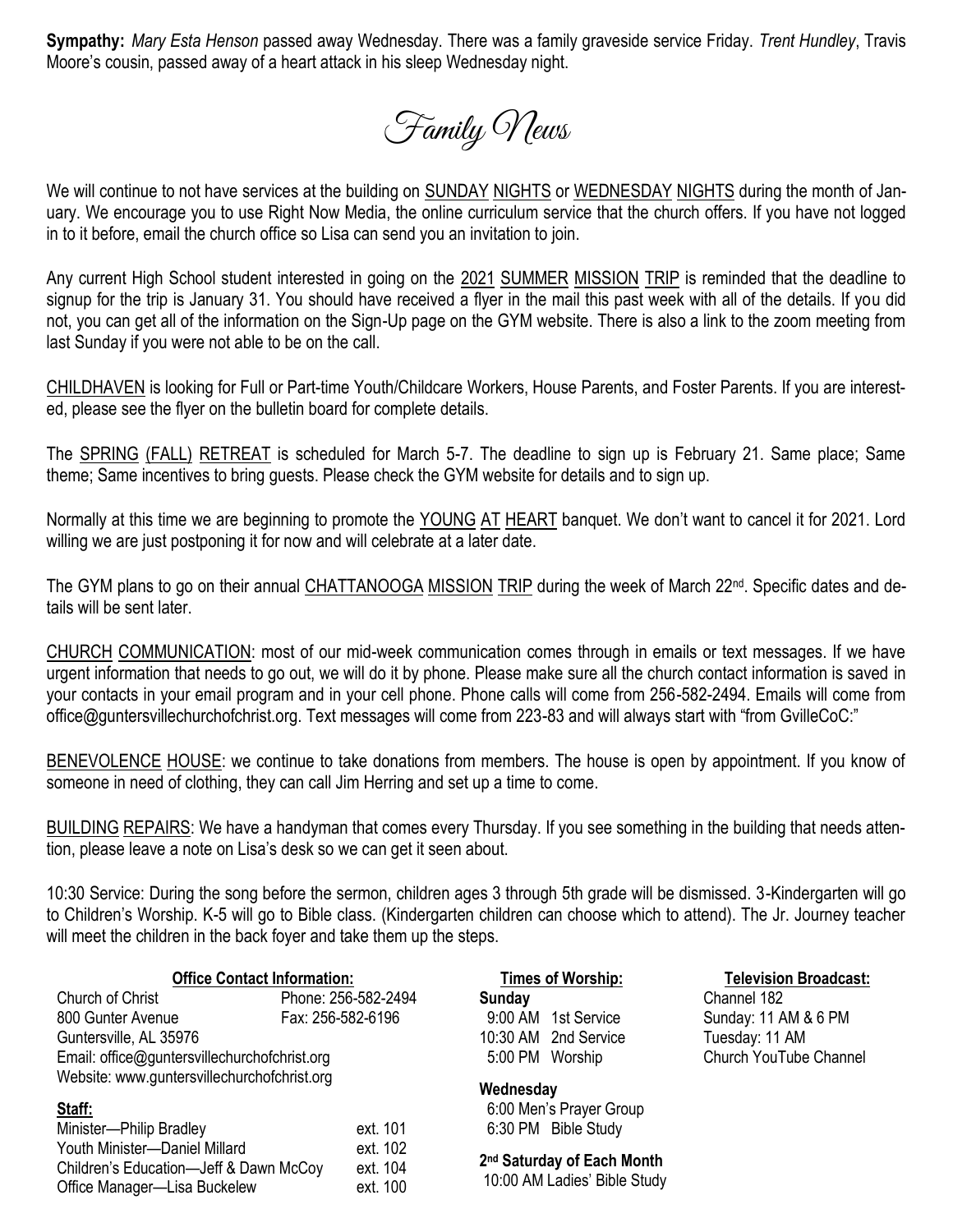**Sympathy:** *Mary Esta Henson* passed away Wednesday. There was a family graveside service Friday. *Trent Hundley*, Travis Moore's cousin, passed away of a heart attack in his sleep Wednesday night.

# Family News

We will continue to not have services at the building on SUNDAY NIGHTS or WEDNESDAY NIGHTS during the month of January. We encourage you to use Right Now Media, the online curriculum service that the church offers. If you have not logged in to it before, email the church office so Lisa can send you an invitation to join.

Any current High School student interested in going on the 2021 SUMMER MISSION TRIP is reminded that the deadline to signup for the trip is January 31. You should have received a flyer in the mail this past week with all of the details. If you did not, you can get all of the information on the Sign-Up page on the GYM website. There is also a link to the zoom meeting from last Sunday if you were not able to be on the call.

CHILDHAVEN is looking for Full or Part-time Youth/Childcare Workers, House Parents, and Foster Parents. If you are interested, please see the flyer on the bulletin board for complete details.

The SPRING (FALL) RETREAT is scheduled for March 5-7. The deadline to sign up is February 21. Same place; Same theme; Same incentives to bring guests. Please check the GYM website for details and to sign up.

Normally at this time we are beginning to promote the YOUNG AT HEART banquet. We don't want to cancel it for 2021. Lord willing we are just postponing it for now and will celebrate at a later date.

The GYM plans to go on their annual CHATTANOOGA MISSION TRIP during the week of March 22nd. Specific dates and details will be sent later.

CHURCH COMMUNICATION: most of our mid-week communication comes through in emails or text messages. If we have urgent information that needs to go out, we will do it by phone. Please make sure all the church contact information is saved in your contacts in your email program and in your cell phone. Phone calls will come from 256-582-2494. Emails will come from office@guntersvillechurchofchrist.org. Text messages will come from 223-83 and will always start with "from GvilleCoC:"

BENEVOLENCE HOUSE: we continue to take donations from members. The house is open by appointment. If you know of someone in need of clothing, they can call Jim Herring and set up a time to come.

BUILDING REPAIRS: We have a handyman that comes every Thursday. If you see something in the building that needs attention, please leave a note on Lisa's desk so we can get it seen about.

10:30 Service: During the song before the sermon, children ages 3 through 5th grade will be dismissed. 3-Kindergarten will go to Children's Worship. K-5 will go to Bible class. (Kindergarten children can choose which to attend). The Jr. Journey teacher will meet the children in the back foyer and take them up the steps.

**Office Contact Information:**

Church of Christ — Phone: 256-582-2494
800 Gunter Avenue — Fax: 256-582-6196
Guntersville, AL 35976
Email: office@guntersvillechurchofchrist.org
Website: www.guntersvillechurchofchrist.org

**Staff:**

| | |
|---|---|
| Minister—Philip Bradley | ext. 101 |
| Youth Minister—Daniel Millard | ext. 102 |
| Children's Education—Jeff & Dawn McCoy | ext. 104 |
| Office Manager—Lisa Buckelew | ext. 100 |

**Times of Worship:**

**Sunday**
9:00 AM 1st Service
10:30 AM 2nd Service
5:00 PM Worship

**Wednesday**
6:00 Men's Prayer Group
6:30 PM Bible Study

**2nd Saturday of Each Month**
10:00 AM Ladies' Bible Study

**Television Broadcast:**

Channel 182
Sunday: 11 AM & 6 PM
Tuesday: 11 AM
Church YouTube Channel